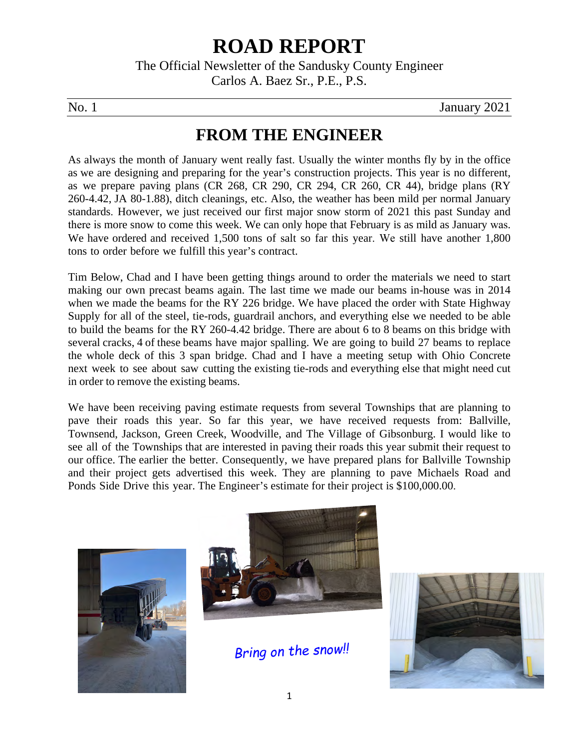# ROAD REPORT

The Official Newsletter of the Sandusky County Engineer
Carlos A. Baez Sr., P.E., P.S.

No. 1 January 2021

## FROM THE ENGINEER

As always the month of January went really fast. Usually the winter months fly by in the office as we are designing and preparing for the year's construction projects. This year is no different, as we prepare paving plans (CR 268, CR 290, CR 294, CR 260, CR 44), bridge plans (RY 260-4.42, JA 80-1.88), ditch cleanings, etc. Also, the weather has been mild per normal January standards. However, we just received our first major snow storm of 2021 this past Sunday and there is more snow to come this week. We can only hope that February is as mild as January was. We have ordered and received 1,500 tons of salt so far this year. We still have another 1,800 tons to order before we fulfill this year's contract.

Tim Below, Chad and I have been getting things around to order the materials we need to start making our own precast beams again. The last time we made our beams in-house was in 2014 when we made the beams for the RY 226 bridge. We have placed the order with State Highway Supply for all of the steel, tie-rods, guardrail anchors, and everything else we needed to be able to build the beams for the RY 260-4.42 bridge. There are about 6 to 8 beams on this bridge with several cracks, 4 of these beams have major spalling. We are going to build 27 beams to replace the whole deck of this 3 span bridge. Chad and I have a meeting setup with Ohio Concrete next week to see about saw cutting the existing tie-rods and everything else that might need cut in order to remove the existing beams.

We have been receiving paving estimate requests from several Townships that are planning to pave their roads this year. So far this year, we have received requests from: Ballville, Townsend, Jackson, Green Creek, Woodville, and The Village of Gibsonburg. I would like to see all of the Townships that are interested in paving their roads this year submit their request to our office. The earlier the better. Consequently, we have prepared plans for Ballville Township and their project gets advertised this week. They are planning to pave Michaels Road and Ponds Side Drive this year. The Engineer's estimate for their project is $100,000.00.

*Bring on the snow!!*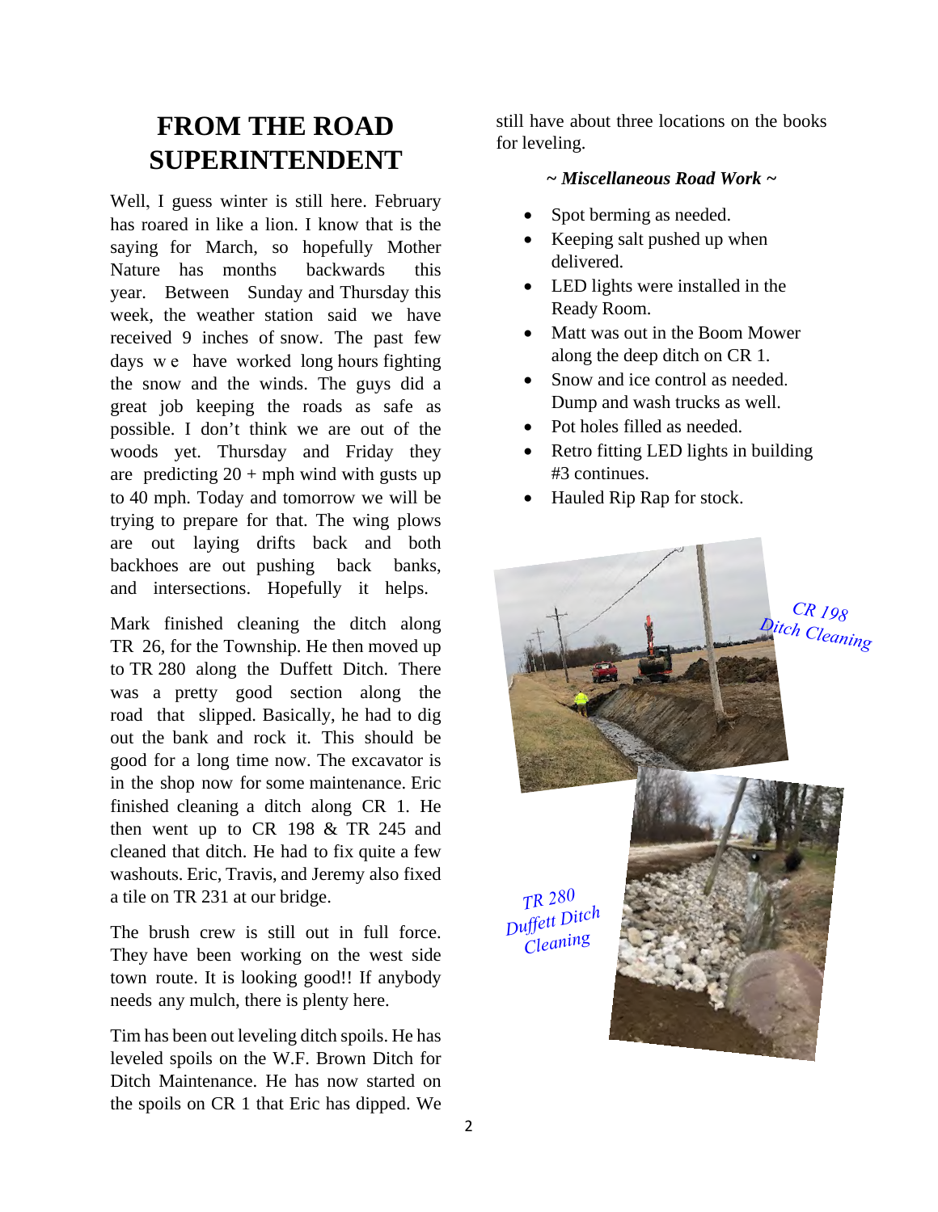# FROM THE ROAD SUPERINTENDENT

Well, I guess winter is still here. February has roared in like a lion. I know that is the saying for March, so hopefully Mother Nature has months backwards this year. Between Sunday and Thursday this week, the weather station said we have received 9 inches of snow. The past few days we have worked long hours fighting the snow and the winds. The guys did a great job keeping the roads as safe as possible. I don't think we are out of the woods yet. Thursday and Friday they are predicting 20 + mph wind with gusts up to 40 mph. Today and tomorrow we will be trying to prepare for that. The wing plows are out laying drifts back and both backhoes are out pushing back banks, and intersections. Hopefully it helps.

Mark finished cleaning the ditch along TR 26, for the Township. He then moved up to TR 280 along the Duffett Ditch. There was a pretty good section along the road that slipped. Basically, he had to dig out the bank and rock it. This should be good for a long time now. The excavator is in the shop now for some maintenance. Eric finished cleaning a ditch along CR 1. He then went up to CR 198 & TR 245 and cleaned that ditch. He had to fix quite a few washouts. Eric, Travis, and Jeremy also fixed a tile on TR 231 at our bridge.

The brush crew is still out in full force. They have been working on the west side town route. It is looking good!! If anybody needs any mulch, there is plenty here.

Tim has been out leveling ditch spoils. He has leveled spoils on the W.F. Brown Ditch for Ditch Maintenance. He has now started on the spoils on CR 1 that Eric has dipped. We still have about three locations on the books for leveling.

***~ Miscellaneous Road Work ~***

- Spot berming as needed.
- Keeping salt pushed up when delivered.
- LED lights were installed in the Ready Room.
- Matt was out in the Boom Mower along the deep ditch on CR 1.
- Snow and ice control as needed. Dump and wash trucks as well.
- Pot holes filled as needed.
- Retro fitting LED lights in building #3 continues.
- Hauled Rip Rap for stock.

*CR 198 Ditch Cleaning*

*TR 280 Duffett Ditch Cleaning*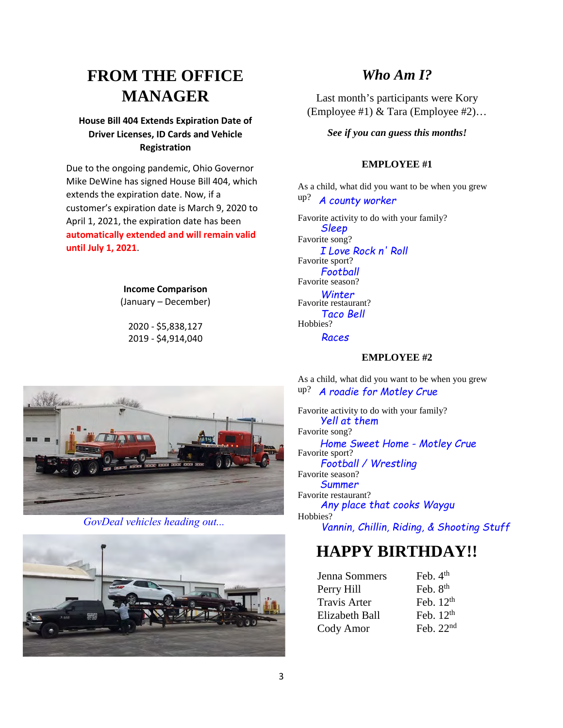# FROM THE OFFICE MANAGER

**House Bill 404 Extends Expiration Date of Driver Licenses, ID Cards and Vehicle Registration**

Due to the ongoing pandemic, Ohio Governor Mike DeWine has signed House Bill 404, which extends the expiration date. Now, if a customer's expiration date is March 9, 2020 to April 1, 2021, the expiration date has been **automatically extended and will remain valid until July 1, 2021**.

**Income Comparison**
(January – December)

2020 - $5,838,127
2019 - $4,914,040

*GovDeal vehicles heading out...*

# *Who Am I?*

Last month's participants were Kory (Employee #1) & Tara (Employee #2)…

***See if you can guess this months!***

**EMPLOYEE #1**

As a child, what did you want to be when you grew up? *A county worker*

Favorite activity to do with your family?
*Sleep*

Favorite song?
*I Love Rock n' Roll*

Favorite sport?
*Football*

Favorite season?
*Winter*

Favorite restaurant?
*Taco Bell*

Hobbies?
*Races*

**EMPLOYEE #2**

As a child, what did you want to be when you grew up? *A roadie for Motley Crue*

Favorite activity to do with your family?
*Yell at them*

Favorite song?
*Home Sweet Home - Motley Crue*

Favorite sport?
*Football / Wrestling*

Favorite season?
*Summer*

Favorite restaurant?
*Any place that cooks Waygu*

Hobbies?
*Vannin, Chillin, Riding, & Shooting Stuff*

# HAPPY BIRTHDAY!!

| | |
|---|---|
| Jenna Sommers | Feb. 4th |
| Perry Hill | Feb. 8th |
| Travis Arter | Feb. 12th |
| Elizabeth Ball | Feb. 12th |
| Cody Amor | Feb. 22nd |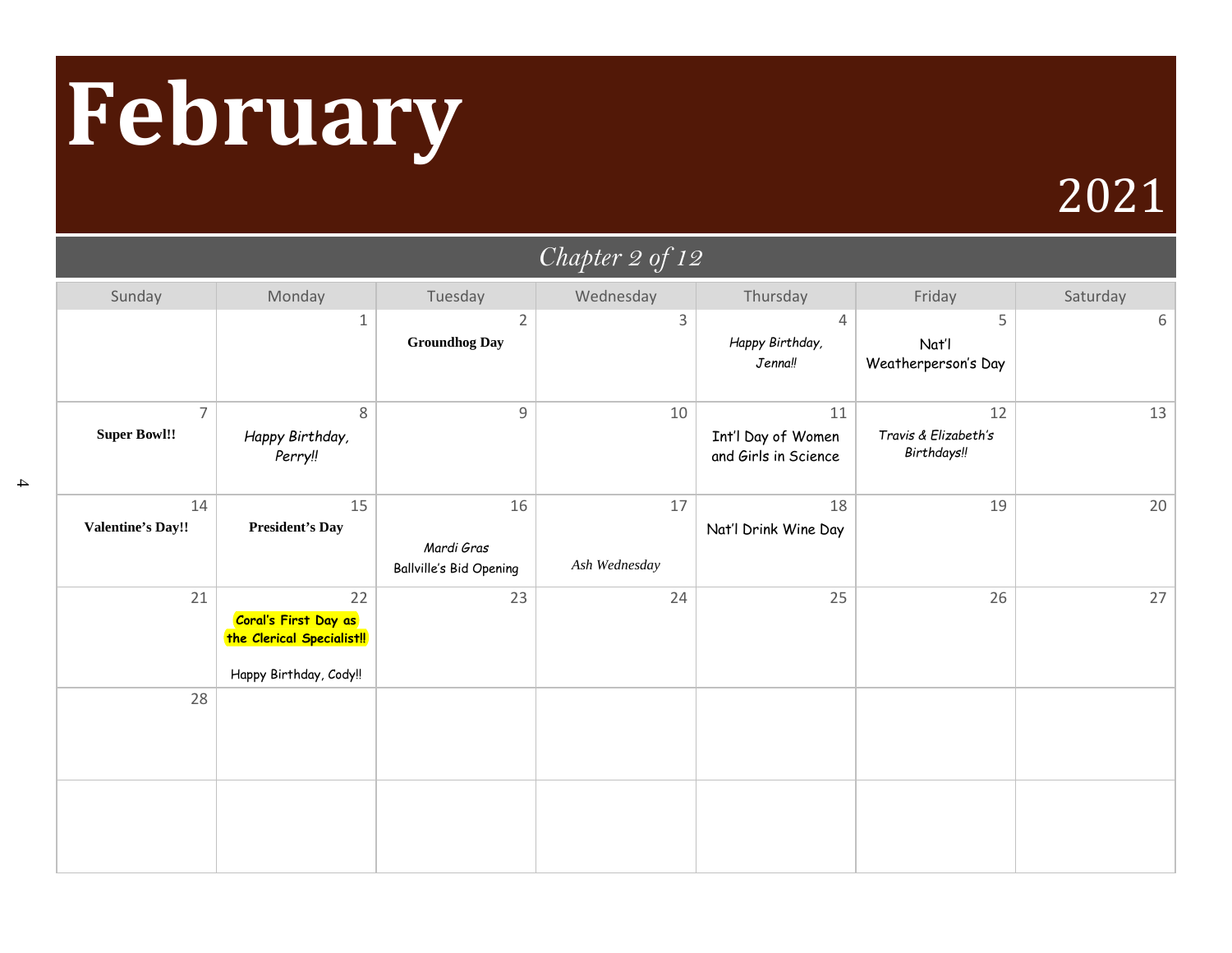# February

## 2021

*Chapter 2 of 12*

| Sunday | Monday | Tuesday | Wednesday | Thursday | Friday | Saturday |
|---|---|---|---|---|---|---|
| | 1 | 2 **Groundhog Day** | 3 | 4 *Happy Birthday, Jenna!!* | 5 Nat'l Weatherperson's Day | 6 |
| 7 **Super Bowl!!** | 8 *Happy Birthday, Perry!!* | 9 | 10 | 11 Int'l Day of Women and Girls in Science | 12 *Travis & Elizabeth's Birthdays!!* | 13 |
| 14 **Valentine's Day!!** | 15 **President's Day** | 16 *Mardi Gras* Ballville's Bid Opening | 17 *Ash Wednesday* | 18 Nat'l Drink Wine Day | 19 | 20 |
| 21 | 22 **Coral's First Day as the Clerical Specialist!!** Happy Birthday, Cody!! | 23 | 24 | 25 | 26 | 27 |
| 28 | | | | | | |
| | | | | | | |